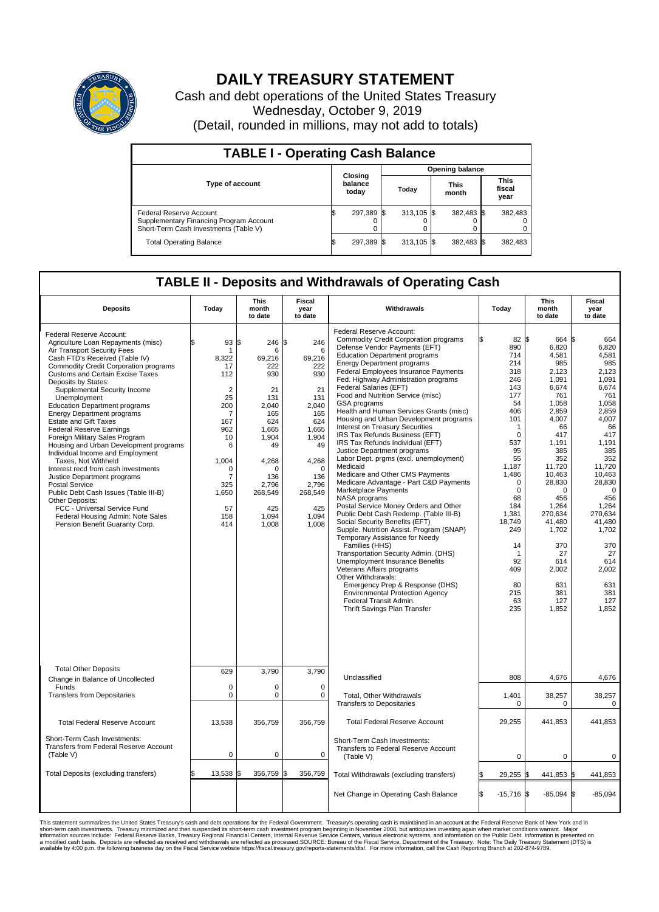# DAILY TREASURY STATEMENT

Cash and debt operations of the United States Treasury
Wednesday, October 9, 2019
(Detail, rounded in millions, may not add to totals)

## TABLE I - Operating Cash Balance

| Type of account | Closing balance today | Opening balance Today | Opening balance This month | Opening balance This fiscal year |
|---|---|---|---|---|
| Federal Reserve Account | $ 297,389 | $ 313,105 | $ 382,483 | $ 382,483 |
| Supplementary Financing Program Account | 0 | 0 | 0 | 0 |
| Short-Term Cash Investments (Table V) | 0 | 0 | 0 | 0 |
| Total Operating Balance | $ 297,389 | $ 313,105 | $ 382,483 | $ 382,483 |

## TABLE II - Deposits and Withdrawals of Operating Cash

| Deposits | Today | This month to date | Fiscal year to date | Withdrawals | Today | This month to date | Fiscal year to date |
|---|---|---|---|---|---|---|---|
| Federal Reserve Account: | | | | Federal Reserve Account: | | | |
| Agriculture Loan Repayments (misc) | $ 93 | $ 246 | $ 246 | Commodity Credit Corporation programs | $ 82 | $ 664 | $ 664 |
| Air Transport Security Fees | 1 | 6 | 6 | Defense Vendor Payments (EFT) | 890 | 6,820 | 6,820 |
| Cash FTD's Received (Table IV) | 8,322 | 69,216 | 69,216 | Education Department programs | 714 | 4,581 | 4,581 |
| Commodity Credit Corporation programs | 17 | 222 | 222 | Energy Department programs | 214 | 985 | 985 |
| Customs and Certain Excise Taxes | 112 | 930 | 930 | Federal Employees Insurance Payments | 318 | 2,123 | 2,123 |
| Deposits by States: | | | | Fed. Highway Administration programs | 246 | 1,091 | 1,091 |
| Supplemental Security Income | 2 | 21 | 21 | Federal Salaries (EFT) | 143 | 6,674 | 6,674 |
| Unemployment | 25 | 131 | 131 | Food and Nutrition Service (misc) | 177 | 761 | 761 |
| Education Department programs | 200 | 2,040 | 2,040 | GSA programs | 54 | 1,058 | 1,058 |
| Energy Department programs | 7 | 165 | 165 | Health and Human Services Grants (misc) | 406 | 2,859 | 2,859 |
| Estate and Gift Taxes | 167 | 624 | 624 | Housing and Urban Development programs | 101 | 4,007 | 4,007 |
| Federal Reserve Earnings | 962 | 1,665 | 1,665 | Interest on Treasury Securities | 1 | 66 | 66 |
| Foreign Military Sales Program | 10 | 1,904 | 1,904 | IRS Tax Refunds Business (EFT) | 0 | 417 | 417 |
| Housing and Urban Development programs | 6 | 49 | 49 | IRS Tax Refunds Individual (EFT) | 537 | 1,191 | 1,191 |
| Individual Income and Employment Taxes, Not Withheld | 1,004 | 4,268 | 4,268 | Justice Department programs | 95 | 385 | 385 |
| Interest recd from cash investments | 0 | 0 | 0 | Labor Dept. prgms (excl. unemployment) | 55 | 352 | 352 |
| Justice Department programs | 7 | 136 | 136 | Medicaid | 1,187 | 11,720 | 11,720 |
| Postal Service | 325 | 2,796 | 2,796 | Medicare and Other CMS Payments | 1,486 | 10,463 | 10,463 |
| Public Debt Cash Issues (Table III-B) | 1,650 | 268,549 | 268,549 | Medicare Advantage - Part C&D Payments | 0 | 28,830 | 28,830 |
| Other Deposits: | | | | Marketplace Payments | 0 | 0 | 0 |
| FCC - Universal Service Fund | 57 | 425 | 425 | NASA programs | 68 | 456 | 456 |
| Federal Housing Admin: Note Sales | 158 | 1,094 | 1,094 | Postal Service Money Orders and Other | 184 | 1,264 | 1,264 |
| Pension Benefit Guaranty Corp. | 414 | 1,008 | 1,008 | Public Debt Cash Redemp. (Table III-B) | 1,381 | 270,634 | 270,634 |
| | | | | Social Security Benefits (EFT) | 18,749 | 41,480 | 41,480 |
| | | | | Supple. Nutrition Assist. Program (SNAP) | 249 | 1,702 | 1,702 |
| | | | | Temporary Assistance for Needy Families (HHS) | 14 | 370 | 370 |
| | | | | Transportation Security Admin. (DHS) | 1 | 27 | 27 |
| | | | | Unemployment Insurance Benefits | 92 | 614 | 614 |
| | | | | Veterans Affairs programs | 409 | 2,002 | 2,002 |
| | | | | Other Withdrawals: | | | |
| | | | | Emergency Prep & Response (DHS) | 80 | 631 | 631 |
| | | | | Environmental Protection Agency | 215 | 381 | 381 |
| | | | | Federal Transit Admin. | 63 | 127 | 127 |
| | | | | Thrift Savings Plan Transfer | 235 | 1,852 | 1,852 |
| Total Other Deposits | 629 | 3,790 | 3,790 | Unclassified | 808 | 4,676 | 4,676 |
| Change in Balance of Uncollected Funds | 0 | 0 | 0 | | | | |
| Transfers from Depositaries | 0 | 0 | 0 | Total, Other Withdrawals | 1,401 | 38,257 | 38,257 |
| | | | | Transfers to Depositaries | 0 | 0 | 0 |
| Total Federal Reserve Account | 13,538 | 356,759 | 356,759 | Total Federal Reserve Account | 29,255 | 441,853 | 441,853 |
| Short-Term Cash Investments: Transfers from Federal Reserve Account (Table V) | 0 | 0 | 0 | Short-Term Cash Investments: Transfers to Federal Reserve Account (Table V) | 0 | 0 | 0 |
| Total Deposits (excluding transfers) | $ 13,538 | $ 356,759 | $ 356,759 | Total Withdrawals (excluding transfers) | $ 29,255 | $ 441,853 | $ 441,853 |
| | | | | Net Change in Operating Cash Balance | $ -15,716 | $ -85,094 | $ -85,094 |

This statement summarizes the United States Treasury's cash and debt operations for the Federal Government. Treasury's operating cash is maintained in an account at the Federal Reserve Bank of New York and in short-term cash investments. Treasury minimized and then suspended its short-term cash investment program beginning in November 2008, but anticipates investing again when market conditions warrant. Major information sources include: Federal Reserve Banks, Treasury Regional Financial Centers, Internal Revenue Service Centers, various electronic systems, and information on the Public Debt. Information is presented on a modified cash basis. Deposits are reflected as received and withdrawals are reflected as processed.SOURCE: Bureau of the Fiscal Service, Department of the Treasury. Note: The Daily Treasury Statement (DTS) is available by 4:00 p.m. the following business day on the Fiscal Service website https://fiscal.treasury.gov/reports-statements/dts/. For more information, call the Cash Reporting Branch at 202-874-9789.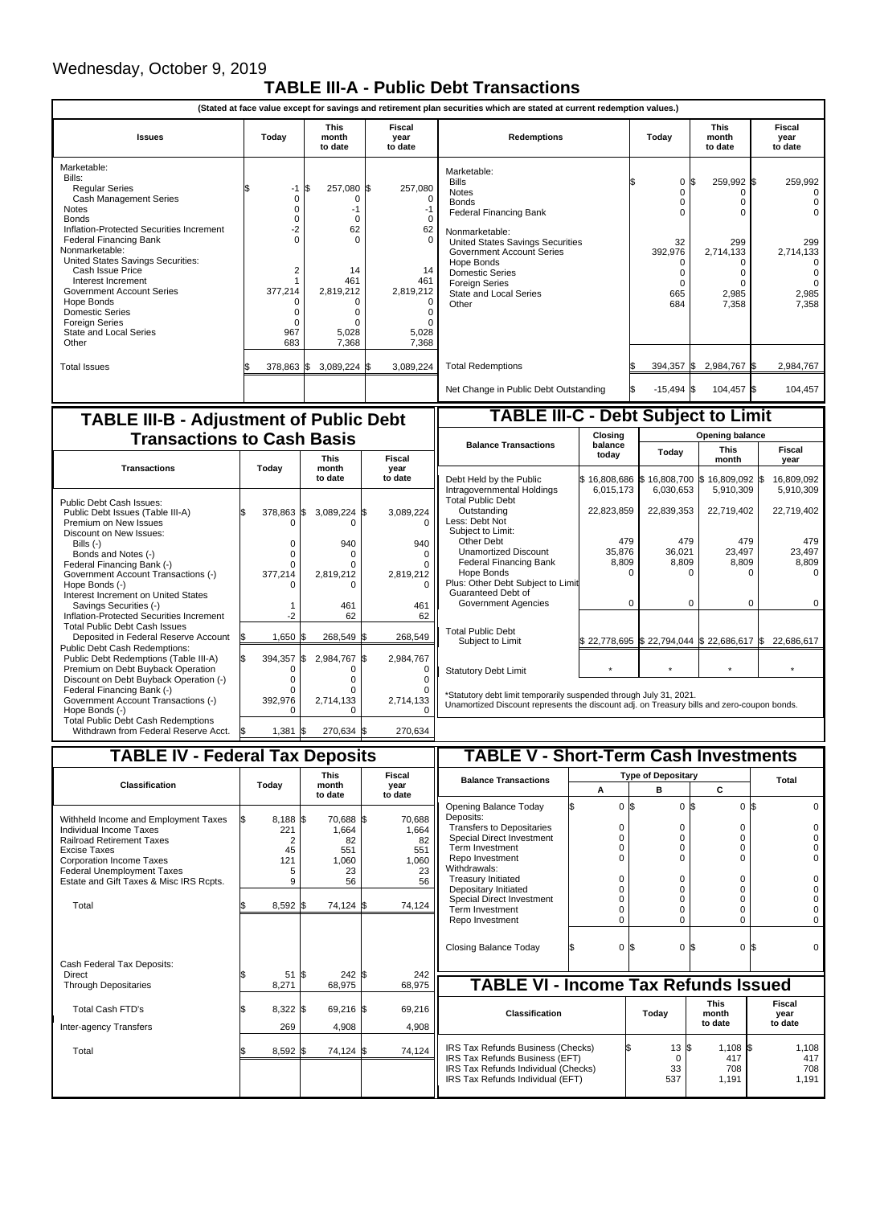Wednesday, October 9, 2019

# TABLE III-A - Public Debt Transactions

(Stated at face value except for savings and retirement plan securities which are stated at current redemption values.)

| Issues | Today | This month to date | Fiscal year to date |
|---|---|---|---|
| Marketable: | | | |
| Bills: | | | |
| Regular Series | $ -1 | $ 257,080 | $ 257,080 |
| Cash Management Series | 0 | 0 | 0 |
| Notes | 0 | -1 | -1 |
| Bonds | 0 | 0 | 0 |
| Inflation-Protected Securities Increment | -2 | 62 | 62 |
| Federal Financing Bank | 0 | 0 | 0 |
| Nonmarketable: | | | |
| United States Savings Securities: | | | |
| Cash Issue Price | 2 | 14 | 14 |
| Interest Increment | 1 | 461 | 461 |
| Government Account Series | 377,214 | 2,819,212 | 2,819,212 |
| Hope Bonds | 0 | 0 | 0 |
| Domestic Series | 0 | 0 | 0 |
| Foreign Series | 0 | 0 | 0 |
| State and Local Series | 967 | 5,028 | 5,028 |
| Other | 683 | 7,368 | 7,368 |
| Total Issues | $ 378,863 | $ 3,089,224 | $ 3,089,224 |

| Redemptions | Today | This month to date | Fiscal year to date |
|---|---|---|---|
| Marketable: | | | |
| Bills | $ 0 | $ 259,992 | $ 259,992 |
| Notes | 0 | 0 | 0 |
| Bonds | 0 | 0 | 0 |
| Federal Financing Bank | 0 | 0 | 0 |
| Nonmarketable: | | | |
| United States Savings Securities | 32 | 299 | 299 |
| Government Account Series | 392,976 | 2,714,133 | 2,714,133 |
| Hope Bonds | 0 | 0 | 0 |
| Domestic Series | 0 | 0 | 0 |
| Foreign Series | 0 | 0 | 0 |
| State and Local Series | 665 | 2,985 | 2,985 |
| Other | 684 | 7,358 | 7,358 |
| Total Redemptions | $ 394,357 | $ 2,984,767 | $ 2,984,767 |
| Net Change in Public Debt Outstanding | $ -15,494 | $ 104,457 | $ 104,457 |

# TABLE III-B - Adjustment of Public Debt Transactions to Cash Basis

| Transactions | Today | This month to date | Fiscal year to date |
|---|---|---|---|
| Public Debt Cash Issues: | | | |
| Public Debt Issues (Table III-A) | $ 378,863 | $ 3,089,224 | $ 3,089,224 |
| Premium on New Issues | 0 | 0 | 0 |
| Discount on New Issues: | | | |
| Bills (-) | 0 | 940 | 940 |
| Bonds and Notes (-) | 0 | 0 | 0 |
| Federal Financing Bank (-) | 0 | 0 | 0 |
| Government Account Transactions (-) | 377,214 | 2,819,212 | 2,819,212 |
| Hope Bonds (-) | 0 | 0 | 0 |
| Interest Increment on United States Savings Securities (-) | 1 | 461 | 461 |
| Inflation-Protected Securities Increment | -2 | 62 | 62 |
| Total Public Debt Cash Issues Deposited in Federal Reserve Account | $ 1,650 | $ 268,549 | $ 268,549 |
| Public Debt Cash Redemptions: | | | |
| Public Debt Redemptions (Table III-A) | $ 394,357 | $ 2,984,767 | $ 2,984,767 |
| Premium on Debt Buyback Operation | 0 | 0 | 0 |
| Discount on Debt Buyback Operation (-) | 0 | 0 | 0 |
| Federal Financing Bank (-) | 0 | 0 | 0 |
| Government Account Transactions (-) | 392,976 | 2,714,133 | 2,714,133 |
| Hope Bonds (-) | 0 | 0 | 0 |
| Total Public Debt Cash Redemptions Withdrawn from Federal Reserve Acct. | $ 1,381 | $ 270,634 | $ 270,634 |

# TABLE III-C - Debt Subject to Limit

| Balance Transactions | Closing balance today | Opening balance Today | Opening balance This month | Opening balance Fiscal year |
|---|---|---|---|---|
| Debt Held by the Public | $ 16,808,686 | $ 16,808,700 | $ 16,809,092 | $ 16,809,092 |
| Intragovernmental Holdings | 6,015,173 | 6,030,653 | 5,910,309 | 5,910,309 |
| Total Public Debt Outstanding | 22,823,859 | 22,839,353 | 22,719,402 | 22,719,402 |
| Less: Debt Not Subject to Limit: | | | | |
| Other Debt | 479 | 479 | 479 | 479 |
| Unamortized Discount | 35,876 | 36,021 | 23,497 | 23,497 |
| Federal Financing Bank | 8,809 | 8,809 | 8,809 | 8,809 |
| Hope Bonds | 0 | 0 | 0 | 0 |
| Plus: Other Debt Subject to Limit | | | | |
| Guaranteed Debt of Government Agencies | 0 | 0 | 0 | 0 |
| Total Public Debt Subject to Limit | $ 22,778,695 | $ 22,794,044 | $ 22,686,617 | $ 22,686,617 |
| Statutory Debt Limit | * | * | * | * |

*Statutory debt limit temporarily suspended through July 31, 2021.
Unamortized Discount represents the discount adj. on Treasury bills and zero-coupon bonds.

# TABLE IV - Federal Tax Deposits

| Classification | Today | This month to date | Fiscal year to date |
|---|---|---|---|
| Withheld Income and Employment Taxes | $ 8,188 | $ 70,688 | $ 70,688 |
| Individual Income Taxes | 221 | 1,664 | 1,664 |
| Railroad Retirement Taxes | 2 | 82 | 82 |
| Excise Taxes | 45 | 551 | 551 |
| Corporation Income Taxes | 121 | 1,060 | 1,060 |
| Federal Unemployment Taxes | 5 | 23 | 23 |
| Estate and Gift Taxes & Misc IRS Rcpts. | 9 | 56 | 56 |
| Total | $ 8,592 | $ 74,124 | $ 74,124 |
| Cash Federal Tax Deposits: | | | |
| Direct | $ 51 | $ 242 | $ 242 |
| Through Depositaries | 8,271 | 68,975 | 68,975 |
| Total Cash FTD's | $ 8,322 | $ 69,216 | $ 69,216 |
| Inter-agency Transfers | 269 | 4,908 | 4,908 |
| Total | $ 8,592 | $ 74,124 | $ 74,124 |

# TABLE V - Short-Term Cash Investments

| Balance Transactions | Type of Depositary A | Type of Depositary B | Type of Depositary C | Total |
|---|---|---|---|---|
| Opening Balance Today | $ 0 | $ 0 | $ 0 | $ 0 |
| Deposits: | | | | |
| Transfers to Depositaries | 0 | 0 | 0 | 0 |
| Special Direct Investment | 0 | 0 | 0 | 0 |
| Term Investment | 0 | 0 | 0 | 0 |
| Repo Investment | 0 | 0 | 0 | 0 |
| Withdrawals: | | | | |
| Treasury Initiated | 0 | 0 | 0 | 0 |
| Depositary Initiated | 0 | 0 | 0 | 0 |
| Special Direct Investment | 0 | 0 | 0 | 0 |
| Term Investment | 0 | 0 | 0 | 0 |
| Repo Investment | 0 | 0 | 0 | 0 |
| Closing Balance Today | $ 0 | $ 0 | $ 0 | $ 0 |

# TABLE VI - Income Tax Refunds Issued

| Classification | Today | This month to date | Fiscal year to date |
|---|---|---|---|
| IRS Tax Refunds Business (Checks) | $ 13 | $ 1,108 | $ 1,108 |
| IRS Tax Refunds Business (EFT) | 0 | 417 | 417 |
| IRS Tax Refunds Individual (Checks) | 33 | 708 | 708 |
| IRS Tax Refunds Individual (EFT) | 537 | 1,191 | 1,191 |